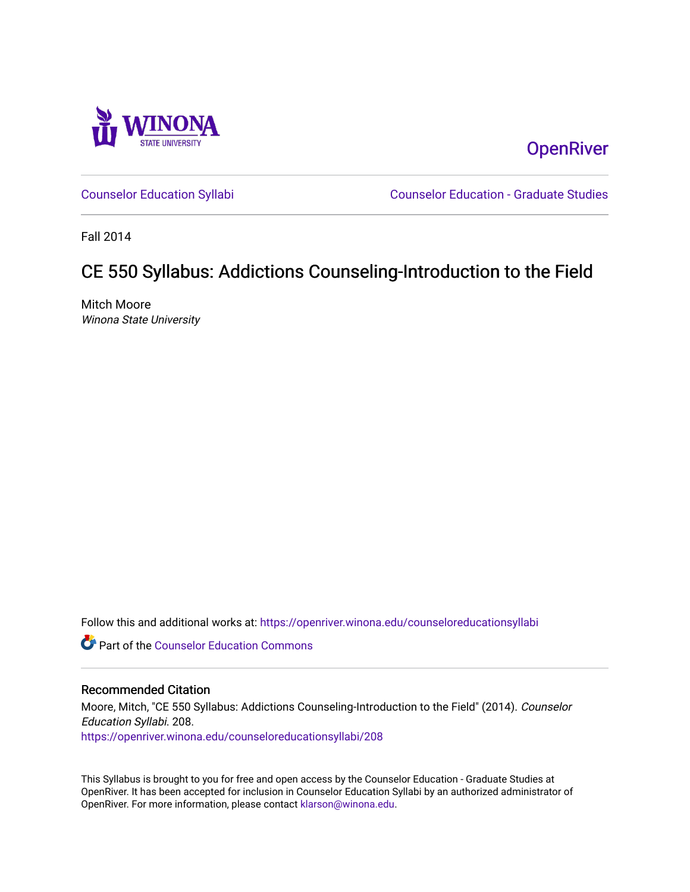OpenRiver

Counselor Education Syllabi | Counselor Education - Graduate Studies

Fall 2014

# CE 550 Syllabus: Addictions Counseling-Introduction to the Field

Mitch Moore
*Winona State University*

Follow this and additional works at: https://openriver.winona.edu/counseloreducationsyllabi

Part of the Counselor Education Commons

## Recommended Citation

Moore, Mitch, "CE 550 Syllabus: Addictions Counseling-Introduction to the Field" (2014). *Counselor Education Syllabi*. 208.
https://openriver.winona.edu/counseloreducationsyllabi/208

This Syllabus is brought to you for free and open access by the Counselor Education - Graduate Studies at OpenRiver. It has been accepted for inclusion in Counselor Education Syllabi by an authorized administrator of OpenRiver. For more information, please contact klarson@winona.edu.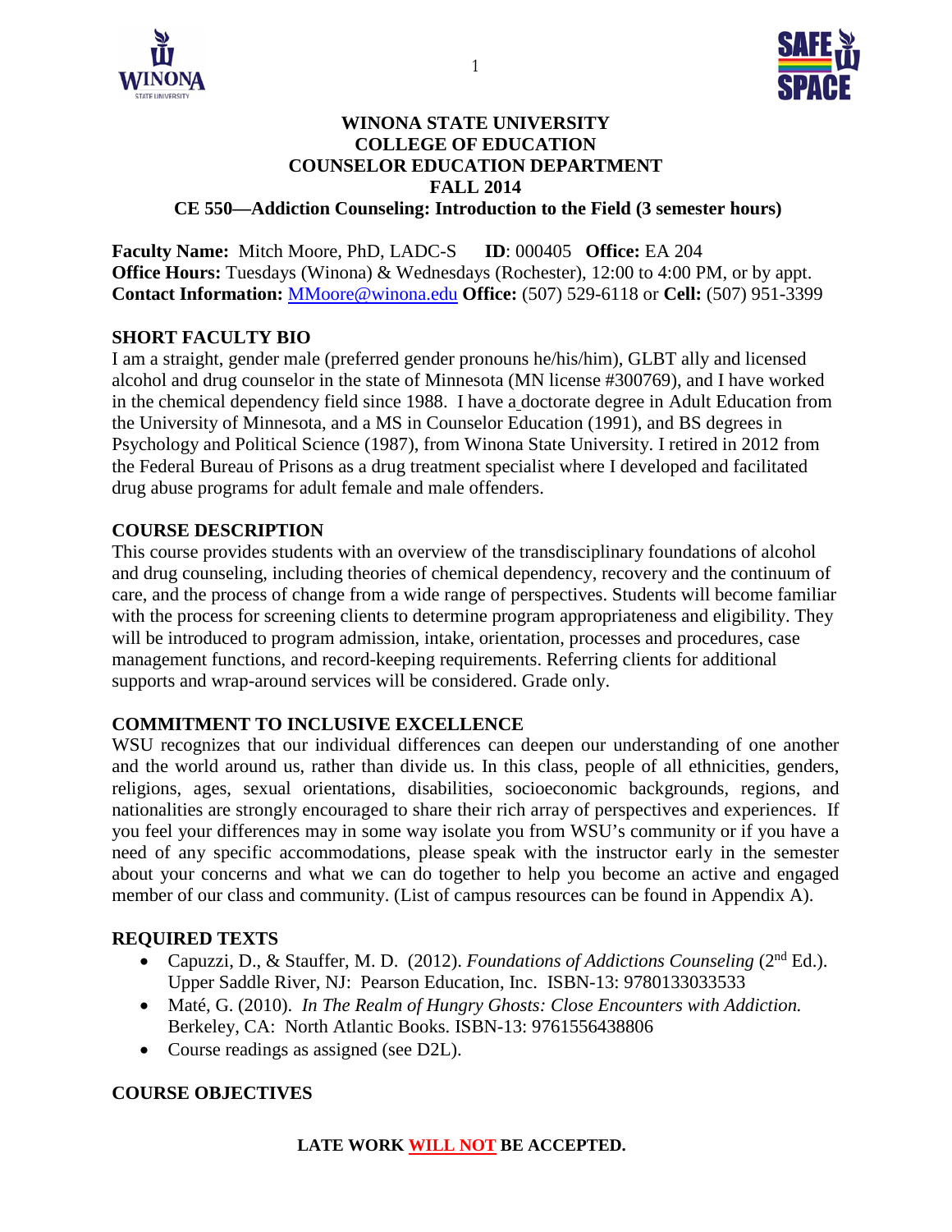**WINONA STATE UNIVERSITY**
**COLLEGE OF EDUCATION**
**COUNSELOR EDUCATION DEPARTMENT**
**FALL 2014**
**CE 550—Addiction Counseling: Introduction to the Field (3 semester hours)**

**Faculty Name:** Mitch Moore, PhD, LADC-S **ID**: 000405 **Office:** EA 204
**Office Hours:** Tuesdays (Winona) & Wednesdays (Rochester), 12:00 to 4:00 PM, or by appt.
**Contact Information:** MMoore@winona.edu **Office:** (507) 529-6118 or **Cell:** (507) 951-3399

## SHORT FACULTY BIO

I am a straight, gender male (preferred gender pronouns he/his/him), GLBT ally and licensed alcohol and drug counselor in the state of Minnesota (MN license #300769), and I have worked in the chemical dependency field since 1988. I have a doctorate degree in Adult Education from the University of Minnesota, and a MS in Counselor Education (1991), and BS degrees in Psychology and Political Science (1987), from Winona State University. I retired in 2012 from the Federal Bureau of Prisons as a drug treatment specialist where I developed and facilitated drug abuse programs for adult female and male offenders.

## COURSE DESCRIPTION

This course provides students with an overview of the transdisciplinary foundations of alcohol and drug counseling, including theories of chemical dependency, recovery and the continuum of care, and the process of change from a wide range of perspectives. Students will become familiar with the process for screening clients to determine program appropriateness and eligibility. They will be introduced to program admission, intake, orientation, processes and procedures, case management functions, and record-keeping requirements. Referring clients for additional supports and wrap-around services will be considered. Grade only.

## COMMITMENT TO INCLUSIVE EXCELLENCE

WSU recognizes that our individual differences can deepen our understanding of one another and the world around us, rather than divide us. In this class, people of all ethnicities, genders, religions, ages, sexual orientations, disabilities, socioeconomic backgrounds, regions, and nationalities are strongly encouraged to share their rich array of perspectives and experiences. If you feel your differences may in some way isolate you from WSU's community or if you have a need of any specific accommodations, please speak with the instructor early in the semester about your concerns and what we can do together to help you become an active and engaged member of our class and community. (List of campus resources can be found in Appendix A).

## REQUIRED TEXTS

- Capuzzi, D., & Stauffer, M. D. (2012). *Foundations of Addictions Counseling* (2nd Ed.). Upper Saddle River, NJ: Pearson Education, Inc. ISBN-13: 9780133033533
- Maté, G. (2010). *In The Realm of Hungry Ghosts: Close Encounters with Addiction.* Berkeley, CA: North Atlantic Books. ISBN-13: 9761556438806
- Course readings as assigned (see D2L).

## COURSE OBJECTIVES

**LATE WORK WILL NOT BE ACCEPTED.**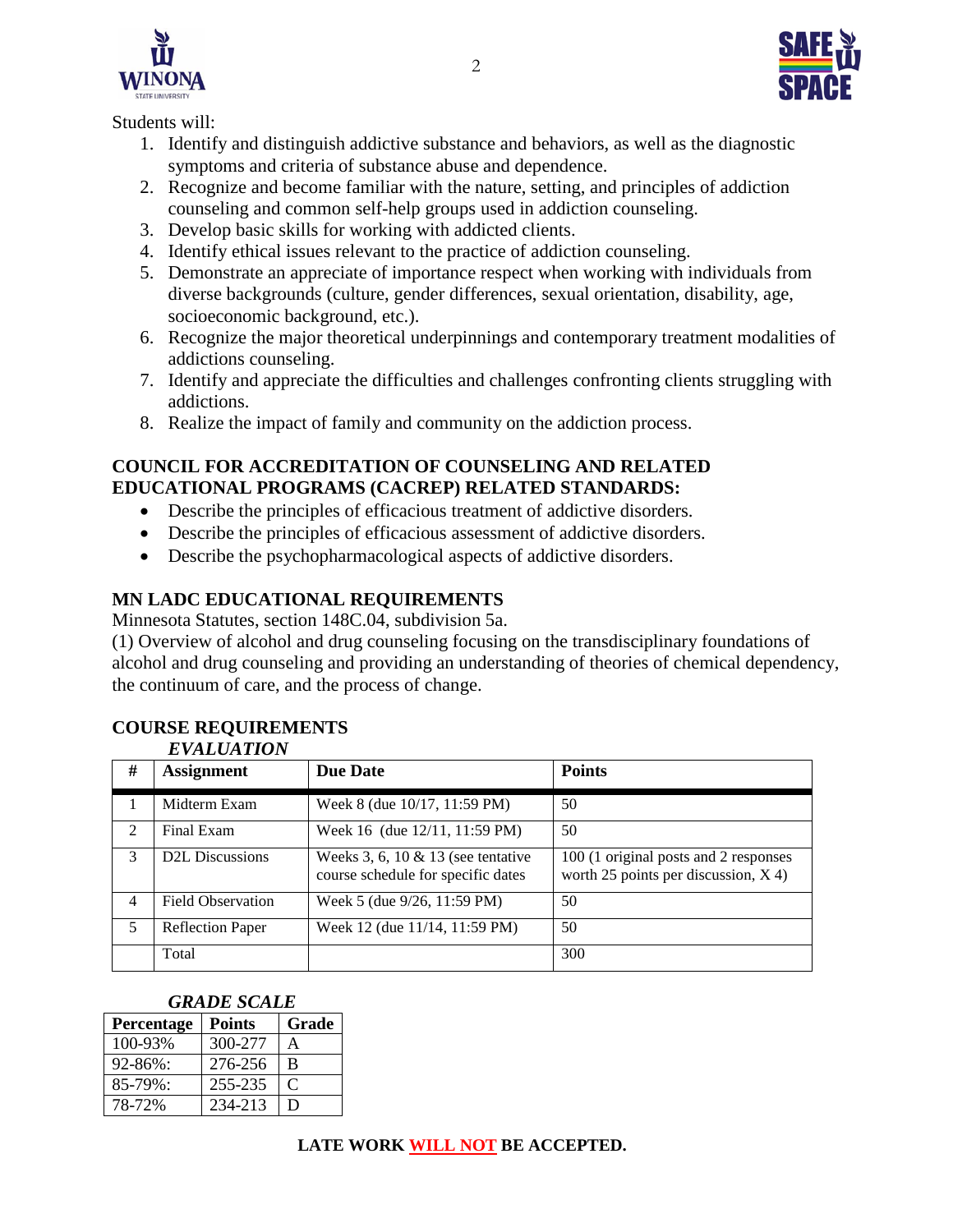Students will:

1. Identify and distinguish addictive substance and behaviors, as well as the diagnostic symptoms and criteria of substance abuse and dependence.
2. Recognize and become familiar with the nature, setting, and principles of addiction counseling and common self-help groups used in addiction counseling.
3. Develop basic skills for working with addicted clients.
4. Identify ethical issues relevant to the practice of addiction counseling.
5. Demonstrate an appreciate of importance respect when working with individuals from diverse backgrounds (culture, gender differences, sexual orientation, disability, age, socioeconomic background, etc.).
6. Recognize the major theoretical underpinnings and contemporary treatment modalities of addictions counseling.
7. Identify and appreciate the difficulties and challenges confronting clients struggling with addictions.
8. Realize the impact of family and community on the addiction process.

## COUNCIL FOR ACCREDITATION OF COUNSELING AND RELATED EDUCATIONAL PROGRAMS (CACREP) RELATED STANDARDS:

- Describe the principles of efficacious treatment of addictive disorders.
- Describe the principles of efficacious assessment of addictive disorders.
- Describe the psychopharmacological aspects of addictive disorders.

## MN LADC EDUCATIONAL REQUIREMENTS

Minnesota Statutes, section 148C.04, subdivision 5a.

(1) Overview of alcohol and drug counseling focusing on the transdisciplinary foundations of alcohol and drug counseling and providing an understanding of theories of chemical dependency, the continuum of care, and the process of change.

## COURSE REQUIREMENTS

### *EVALUATION*

| # | Assignment | Due Date | Points |
|---|---|---|---|
| 1 | Midterm Exam | Week 8 (due 10/17, 11:59 PM) | 50 |
| 2 | Final Exam | Week 16 (due 12/11, 11:59 PM) | 50 |
| 3 | D2L Discussions | Weeks 3, 6, 10 & 13 (see tentative course schedule for specific dates | 100 (1 original posts and 2 responses worth 25 points per discussion, X 4) |
| 4 | Field Observation | Week 5 (due 9/26, 11:59 PM) | 50 |
| 5 | Reflection Paper | Week 12 (due 11/14, 11:59 PM) | 50 |
| | Total | | 300 |

### *GRADE SCALE*

| Percentage | Points | Grade |
|---|---|---|
| 100-93% | 300-277 | A |
| 92-86%: | 276-256 | B |
| 85-79%: | 255-235 | C |
| 78-72% | 234-213 | D |

**LATE WORK WILL NOT BE ACCEPTED.**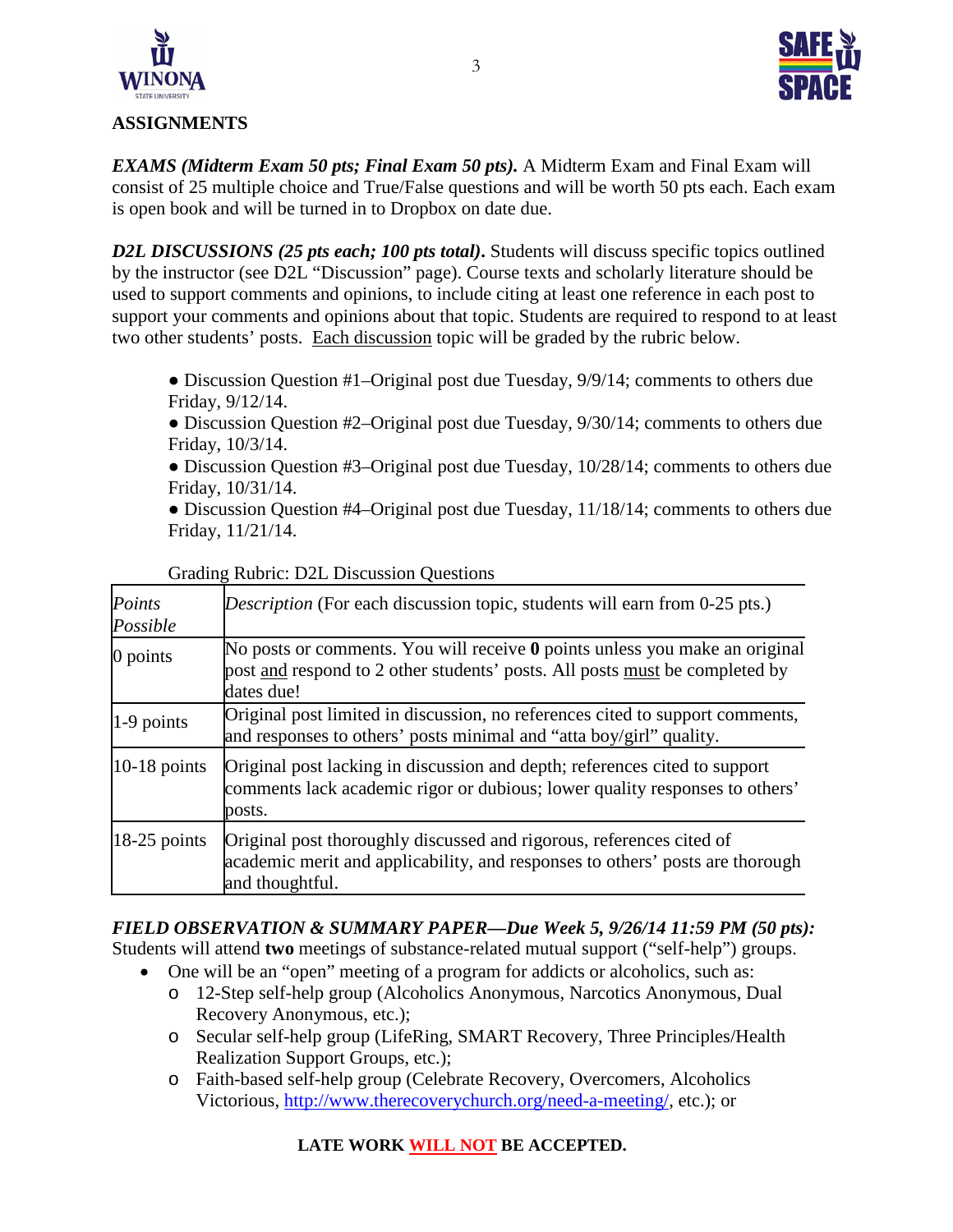## ASSIGNMENTS

***EXAMS (Midterm Exam 50 pts; Final Exam 50 pts).*** A Midterm Exam and Final Exam will consist of 25 multiple choice and True/False questions and will be worth 50 pts each. Each exam is open book and will be turned in to Dropbox on date due.

***D2L DISCUSSIONS (25 pts each; 100 pts total).*** Students will discuss specific topics outlined by the instructor (see D2L "Discussion" page). Course texts and scholarly literature should be used to support comments and opinions, to include citing at least one reference in each post to support your comments and opinions about that topic. Students are required to respond to at least two other students' posts. Each discussion topic will be graded by the rubric below.

- Discussion Question #1–Original post due Tuesday, 9/9/14; comments to others due Friday, 9/12/14.
- Discussion Question #2–Original post due Tuesday, 9/30/14; comments to others due Friday, 10/3/14.
- Discussion Question #3–Original post due Tuesday, 10/28/14; comments to others due Friday, 10/31/14.
- Discussion Question #4–Original post due Tuesday, 11/18/14; comments to others due Friday, 11/21/14.

Grading Rubric: D2L Discussion Questions

| *Points Possible* | *Description* (For each discussion topic, students will earn from 0-25 pts.) |
|---|---|
| 0 points | No posts or comments. You will receive **0** points unless you make an original post and respond to 2 other students' posts. All posts must be completed by dates due! |
| 1-9 points | Original post limited in discussion, no references cited to support comments, and responses to others' posts minimal and "atta boy/girl" quality. |
| 10-18 points | Original post lacking in discussion and depth; references cited to support comments lack academic rigor or dubious; lower quality responses to others' posts. |
| 18-25 points | Original post thoroughly discussed and rigorous, references cited of academic merit and applicability, and responses to others' posts are thorough and thoughtful. |

***FIELD OBSERVATION & SUMMARY PAPER—Due Week 5, 9/26/14 11:59 PM (50 pts):*** Students will attend **two** meetings of substance-related mutual support ("self-help") groups.

- One will be an "open" meeting of a program for addicts or alcoholics, such as:
  - 12-Step self-help group (Alcoholics Anonymous, Narcotics Anonymous, Dual Recovery Anonymous, etc.);
  - Secular self-help group (LifeRing, SMART Recovery, Three Principles/Health Realization Support Groups, etc.);
  - Faith-based self-help group (Celebrate Recovery, Overcomers, Alcoholics Victorious, http://www.therecoverychurch.org/need-a-meeting/, etc.); or

**LATE WORK WILL NOT BE ACCEPTED.**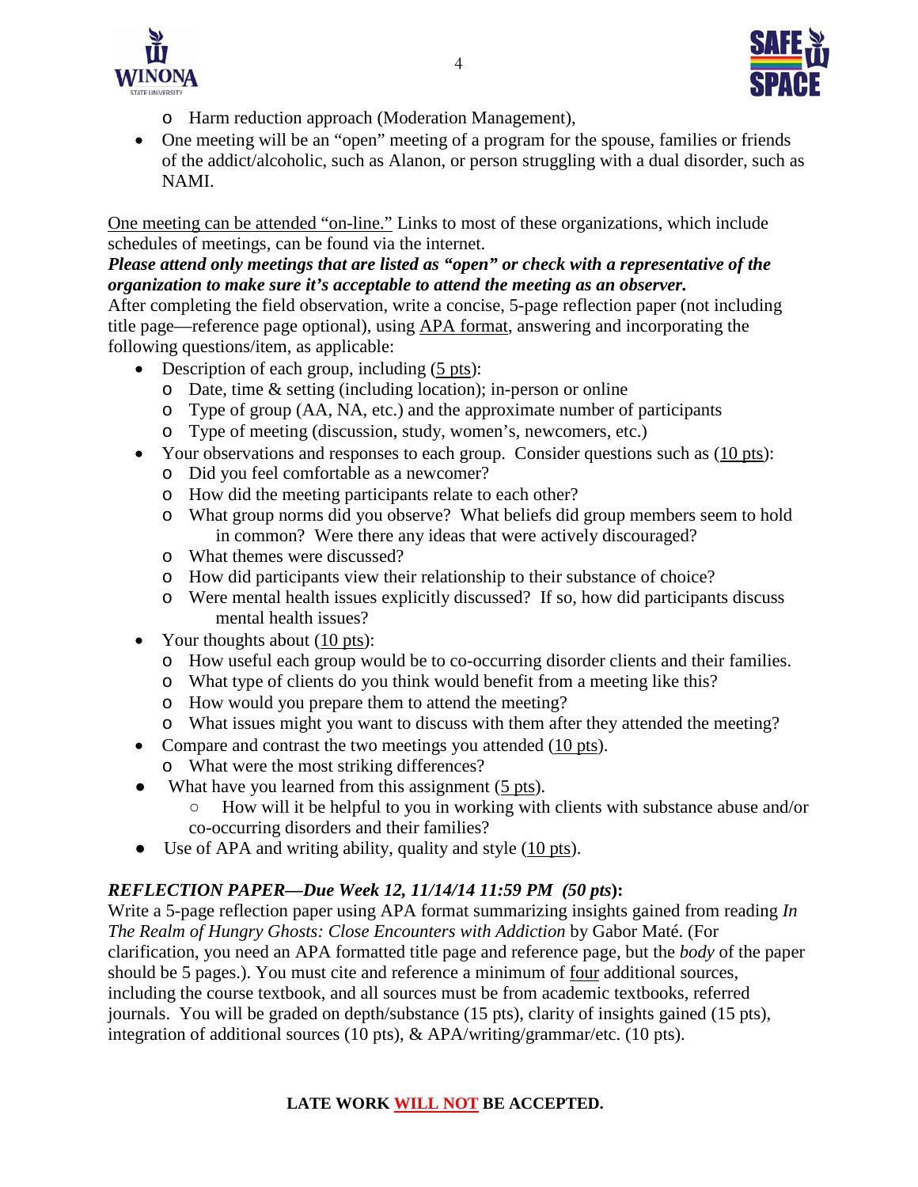- Harm reduction approach (Moderation Management),
- One meeting will be an "open" meeting of a program for the spouse, families or friends of the addict/alcoholic, such as Alanon, or person struggling with a dual disorder, such as NAMI.

One meeting can be attended "on-line." Links to most of these organizations, which include schedules of meetings, can be found via the internet.

***Please attend only meetings that are listed as "open" or check with a representative of the organization to make sure it's acceptable to attend the meeting as an observer.***

After completing the field observation, write a concise, 5-page reflection paper (not including title page—reference page optional), using APA format, answering and incorporating the following questions/item, as applicable:

- Description of each group, including (5 pts):
    - Date, time & setting (including location); in-person or online
    - Type of group (AA, NA, etc.) and the approximate number of participants
    - Type of meeting (discussion, study, women's, newcomers, etc.)
- Your observations and responses to each group. Consider questions such as (10 pts):
    - Did you feel comfortable as a newcomer?
    - How did the meeting participants relate to each other?
    - What group norms did you observe? What beliefs did group members seem to hold in common? Were there any ideas that were actively discouraged?
    - What themes were discussed?
    - How did participants view their relationship to their substance of choice?
    - Were mental health issues explicitly discussed? If so, how did participants discuss mental health issues?
- Your thoughts about (10 pts):
    - How useful each group would be to co-occurring disorder clients and their families.
    - What type of clients do you think would benefit from a meeting like this?
    - How would you prepare them to attend the meeting?
    - What issues might you want to discuss with them after they attended the meeting?
- Compare and contrast the two meetings you attended (10 pts).
    - What were the most striking differences?
- What have you learned from this assignment (5 pts).
    - How will it be helpful to you in working with clients with substance abuse and/or co-occurring disorders and their families?
- Use of APA and writing ability, quality and style (10 pts).

***REFLECTION PAPER—Due Week 12, 11/14/14 11:59 PM (50 pts)*:**

Write a 5-page reflection paper using APA format summarizing insights gained from reading *In The Realm of Hungry Ghosts: Close Encounters with Addiction* by Gabor Maté. (For clarification, you need an APA formatted title page and reference page, but the *body* of the paper should be 5 pages.). You must cite and reference a minimum of four additional sources, including the course textbook, and all sources must be from academic textbooks, referred journals. You will be graded on depth/substance (15 pts), clarity of insights gained (15 pts), integration of additional sources (10 pts), & APA/writing/grammar/etc. (10 pts).

**LATE WORK WILL NOT BE ACCEPTED.**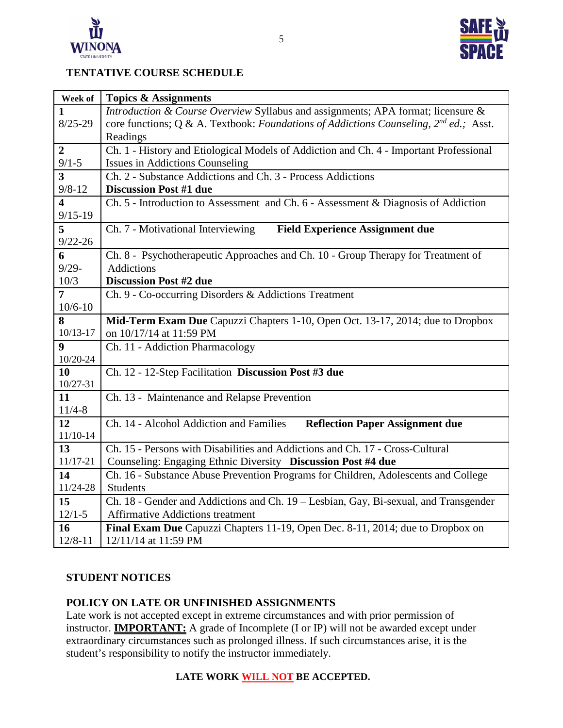## TENTATIVE COURSE SCHEDULE

| Week of | Topics & Assignments |
|---|---|
| **1** 8/25-29 | *Introduction & Course Overview* Syllabus and assignments; APA format; licensure & core functions; Q & A. Textbook: *Foundations of Addictions Counseling, 2nd ed.;* Asst. Readings |
| **2** 9/1-5 | Ch. 1 - History and Etiological Models of Addiction and Ch. 4 - Important Professional Issues in Addictions Counseling |
| **3** 9/8-12 | Ch. 2 - Substance Addictions and Ch. 3 - Process Addictions **Discussion Post #1 due** |
| **4** 9/15-19 | Ch. 5 - Introduction to Assessment and Ch. 6 - Assessment & Diagnosis of Addiction |
| **5** 9/22-26 | Ch. 7 - Motivational Interviewing **Field Experience Assignment due** |
| **6** 9/29-10/3 | Ch. 8 - Psychotherapeutic Approaches and Ch. 10 - Group Therapy for Treatment of Addictions **Discussion Post #2 due** |
| **7** 10/6-10 | Ch. 9 - Co-occurring Disorders & Addictions Treatment |
| **8** 10/13-17 | **Mid-Term Exam Due** Capuzzi Chapters 1-10, Open Oct. 13-17, 2014; due to Dropbox on 10/17/14 at 11:59 PM |
| **9** 10/20-24 | Ch. 11 - Addiction Pharmacology |
| **10** 10/27-31 | Ch. 12 - 12-Step Facilitation **Discussion Post #3 due** |
| **11** 11/4-8 | Ch. 13 - Maintenance and Relapse Prevention |
| **12** 11/10-14 | Ch. 14 - Alcohol Addiction and Families **Reflection Paper Assignment due** |
| **13** 11/17-21 | Ch. 15 - Persons with Disabilities and Addictions and Ch. 17 - Cross-Cultural Counseling: Engaging Ethnic Diversity **Discussion Post #4 due** |
| **14** 11/24-28 | Ch. 16 - Substance Abuse Prevention Programs for Children, Adolescents and College Students |
| **15** 12/1-5 | Ch. 18 - Gender and Addictions and Ch. 19 – Lesbian, Gay, Bi-sexual, and Transgender Affirmative Addictions treatment |
| **16** 12/8-11 | **Final Exam Due** Capuzzi Chapters 11-19, Open Dec. 8-11, 2014; due to Dropbox on 12/11/14 at 11:59 PM |

## STUDENT NOTICES

## POLICY ON LATE OR UNFINISHED ASSIGNMENTS

Late work is not accepted except in extreme circumstances and with prior permission of instructor. **IMPORTANT:** A grade of Incomplete (I or IP) will not be awarded except under extraordinary circumstances such as prolonged illness. If such circumstances arise, it is the student's responsibility to notify the instructor immediately.

**LATE WORK WILL NOT BE ACCEPTED.**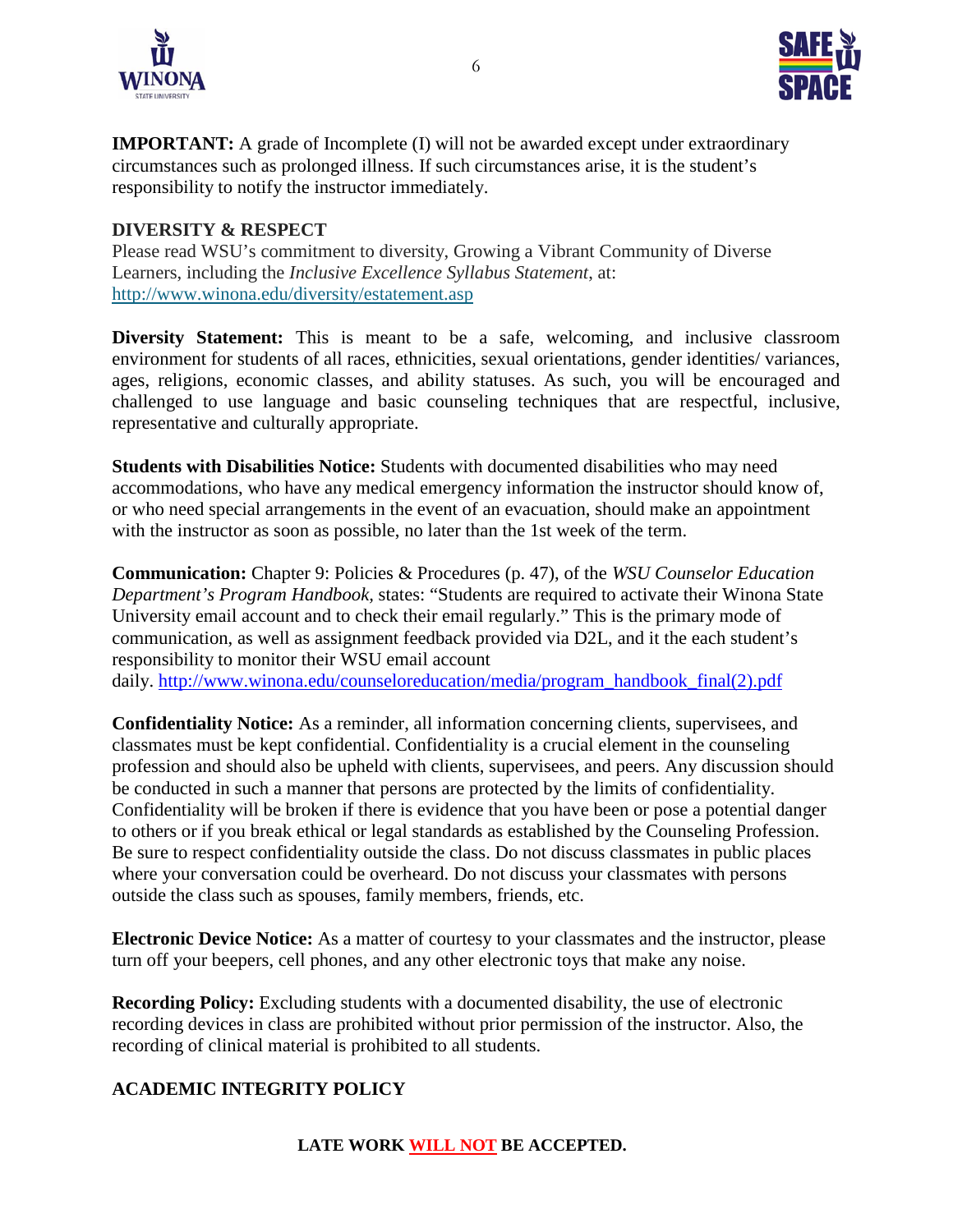**IMPORTANT:** A grade of Incomplete (I) will not be awarded except under extraordinary circumstances such as prolonged illness. If such circumstances arise, it is the student's responsibility to notify the instructor immediately.

## DIVERSITY & RESPECT

Please read WSU's commitment to diversity, Growing a Vibrant Community of Diverse Learners, including the *Inclusive Excellence Syllabus Statement*, at: http://www.winona.edu/diversity/estatement.asp

**Diversity Statement:** This is meant to be a safe, welcoming, and inclusive classroom environment for students of all races, ethnicities, sexual orientations, gender identities/ variances, ages, religions, economic classes, and ability statuses. As such, you will be encouraged and challenged to use language and basic counseling techniques that are respectful, inclusive, representative and culturally appropriate.

**Students with Disabilities Notice:** Students with documented disabilities who may need accommodations, who have any medical emergency information the instructor should know of, or who need special arrangements in the event of an evacuation, should make an appointment with the instructor as soon as possible, no later than the 1st week of the term.

**Communication:** Chapter 9: Policies & Procedures (p. 47), of the *WSU Counselor Education Department's Program Handbook,* states: "Students are required to activate their Winona State University email account and to check their email regularly." This is the primary mode of communication, as well as assignment feedback provided via D2L, and it the each student's responsibility to monitor their WSU email account daily. http://www.winona.edu/counseloreducation/media/program_handbook_final(2).pdf

**Confidentiality Notice:** As a reminder, all information concerning clients, supervisees, and classmates must be kept confidential. Confidentiality is a crucial element in the counseling profession and should also be upheld with clients, supervisees, and peers. Any discussion should be conducted in such a manner that persons are protected by the limits of confidentiality. Confidentiality will be broken if there is evidence that you have been or pose a potential danger to others or if you break ethical or legal standards as established by the Counseling Profession. Be sure to respect confidentiality outside the class. Do not discuss classmates in public places where your conversation could be overheard. Do not discuss your classmates with persons outside the class such as spouses, family members, friends, etc.

**Electronic Device Notice:** As a matter of courtesy to your classmates and the instructor, please turn off your beepers, cell phones, and any other electronic toys that make any noise.

**Recording Policy:** Excluding students with a documented disability, the use of electronic recording devices in class are prohibited without prior permission of the instructor. Also, the recording of clinical material is prohibited to all students.

## ACADEMIC INTEGRITY POLICY

**LATE WORK WILL NOT BE ACCEPTED.**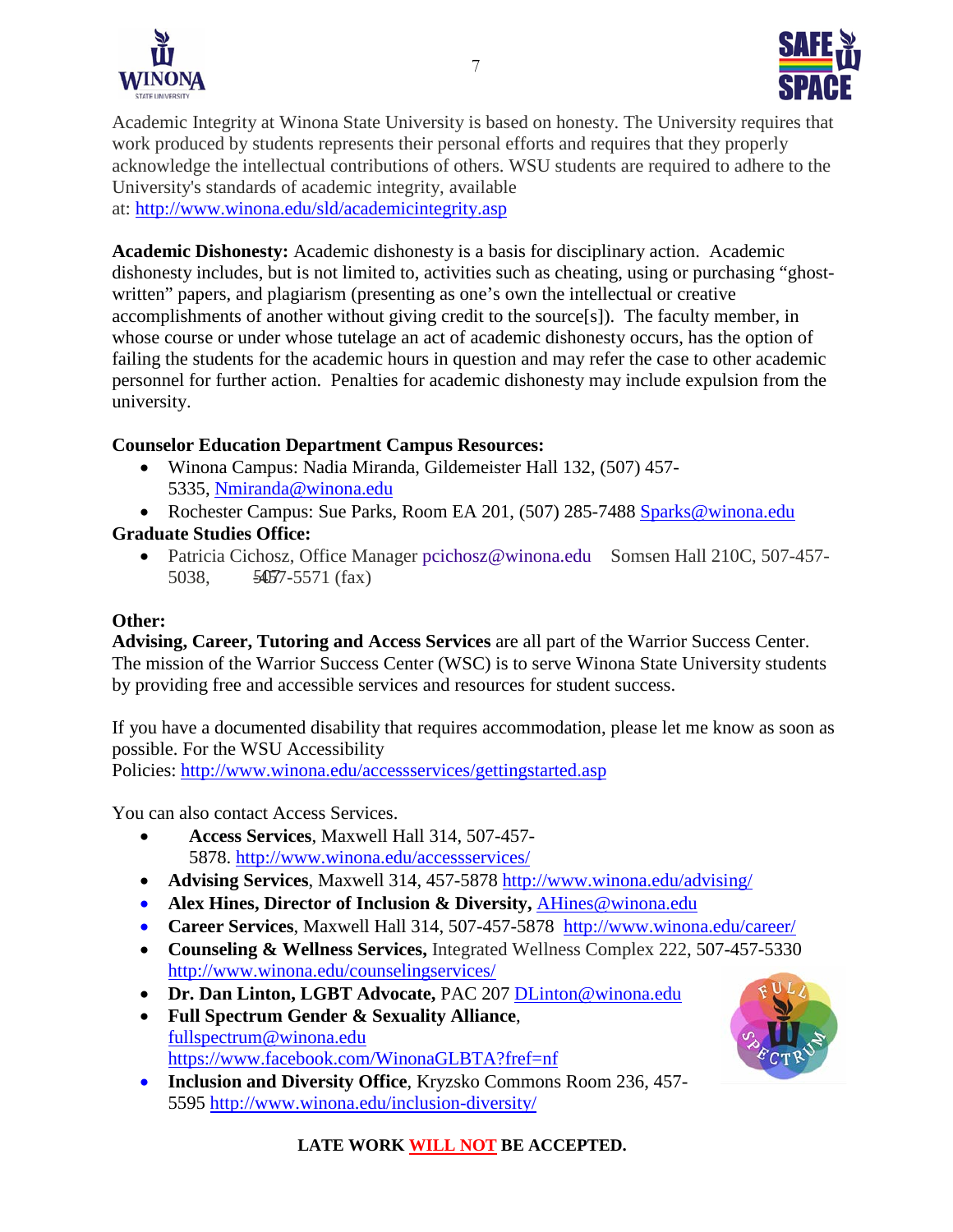Academic Integrity at Winona State University is based on honesty. The University requires that work produced by students represents their personal efforts and requires that they properly acknowledge the intellectual contributions of others. WSU students are required to adhere to the University's standards of academic integrity, available at: http://www.winona.edu/sld/academicintegrity.asp

**Academic Dishonesty:** Academic dishonesty is a basis for disciplinary action. Academic dishonesty includes, but is not limited to, activities such as cheating, using or purchasing "ghost-written" papers, and plagiarism (presenting as one's own the intellectual or creative accomplishments of another without giving credit to the source[s]). The faculty member, in whose course or under whose tutelage an act of academic dishonesty occurs, has the option of failing the students for the academic hours in question and may refer the case to other academic personnel for further action. Penalties for academic dishonesty may include expulsion from the university.

**Counselor Education Department Campus Resources:**

- Winona Campus: Nadia Miranda, Gildemeister Hall 132, (507) 457-5335, Nmiranda@winona.edu
- Rochester Campus: Sue Parks, Room EA 201, (507) 285-7488 Sparks@winona.edu

**Graduate Studies Office:**

- Patricia Cichosz, Office Manager pcichosz@winona.edu Somsen Hall 210C, 507-457-5038, 507-457-5571 (fax)

**Other:**

**Advising, Career, Tutoring and Access Services** are all part of the Warrior Success Center. The mission of the Warrior Success Center (WSC) is to serve Winona State University students by providing free and accessible services and resources for student success.

If you have a documented disability that requires accommodation, please let me know as soon as possible. For the WSU Accessibility Policies: http://www.winona.edu/accessservices/gettingstarted.asp

You can also contact Access Services.

- **Access Services**, Maxwell Hall 314, 507-457-5878. http://www.winona.edu/accessservices/
- **Advising Services**, Maxwell 314, 457-5878 http://www.winona.edu/advising/
- **Alex Hines, Director of Inclusion & Diversity,** AHines@winona.edu
- **Career Services**, Maxwell Hall 314, 507-457-5878 http://www.winona.edu/career/
- **Counseling & Wellness Services,** Integrated Wellness Complex 222, 507-457-5330 http://www.winona.edu/counselingservices/
- **Dr. Dan Linton, LGBT Advocate,** PAC 207 DLinton@winona.edu
- **Full Spectrum Gender & Sexuality Alliance**, fullspectrum@winona.edu https://www.facebook.com/WinonaGLBTA?fref=nf
- **Inclusion and Diversity Office**, Kryzsko Commons Room 236, 457-5595 http://www.winona.edu/inclusion-diversity/

**LATE WORK WILL NOT BE ACCEPTED.**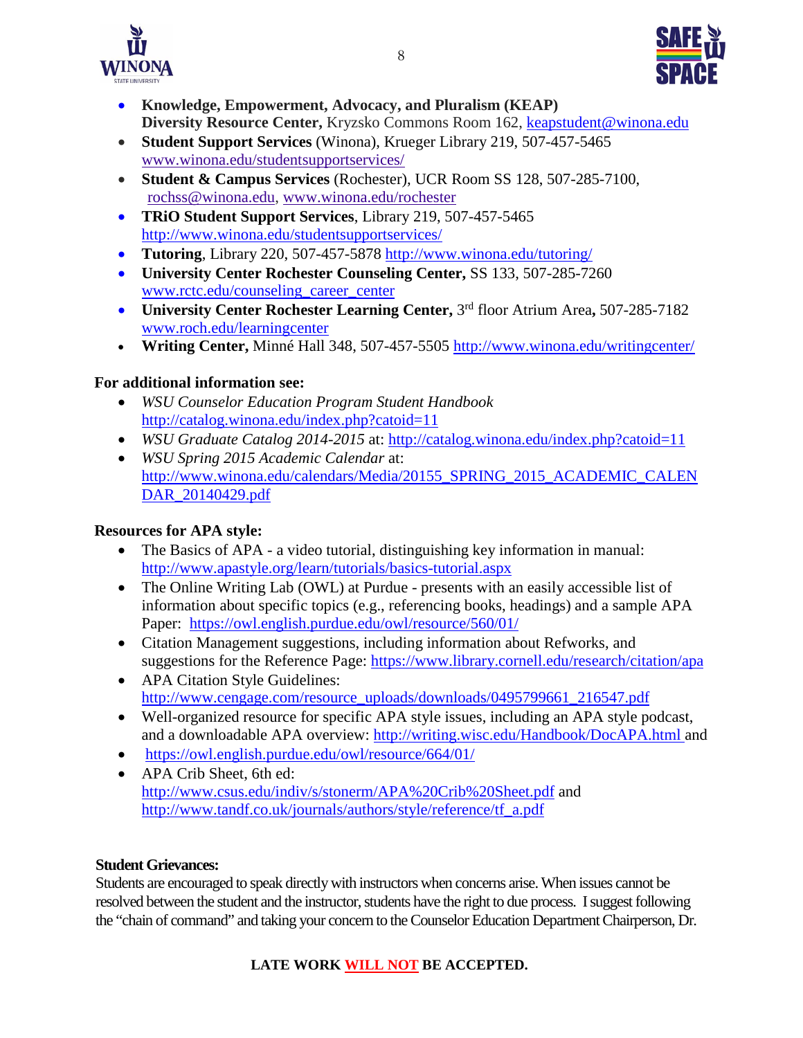- **Knowledge, Empowerment, Advocacy, and Pluralism (KEAP) Diversity Resource Center,** Kryzsko Commons Room 162, keapstudent@winona.edu
- **Student Support Services** (Winona), Krueger Library 219, 507-457-5465 www.winona.edu/studentsupportservices/
- **Student & Campus Services** (Rochester), UCR Room SS 128, 507-285-7100, rochss@winona.edu, www.winona.edu/rochester
- **TRiO Student Support Services**, Library 219, 507-457-5465 http://www.winona.edu/studentsupportservices/
- **Tutoring**, Library 220, 507-457-5878 http://www.winona.edu/tutoring/
- **University Center Rochester Counseling Center,** SS 133, 507-285-7260 www.rctc.edu/counseling_career_center
- **University Center Rochester Learning Center,** 3rd floor Atrium Area**,** 507-285-7182 www.roch.edu/learningcenter
- **Writing Center,** Minné Hall 348, 507-457-5505 http://www.winona.edu/writingcenter/

**For additional information see:**

- *WSU Counselor Education Program Student Handbook* http://catalog.winona.edu/index.php?catoid=11
- *WSU Graduate Catalog 2014-2015* at: http://catalog.winona.edu/index.php?catoid=11
- *WSU Spring 2015 Academic Calendar* at: http://www.winona.edu/calendars/Media/20155_SPRING_2015_ACADEMIC_CALENDAR_20140429.pdf

**Resources for APA style:**

- The Basics of APA - a video tutorial, distinguishing key information in manual: http://www.apastyle.org/learn/tutorials/basics-tutorial.aspx
- The Online Writing Lab (OWL) at Purdue - presents with an easily accessible list of information about specific topics (e.g., referencing books, headings) and a sample APA Paper: https://owl.english.purdue.edu/owl/resource/560/01/
- Citation Management suggestions, including information about Refworks, and suggestions for the Reference Page: https://www.library.cornell.edu/research/citation/apa
- APA Citation Style Guidelines: http://www.cengage.com/resource_uploads/downloads/0495799661_216547.pdf
- Well-organized resource for specific APA style issues, including an APA style podcast, and a downloadable APA overview: http://writing.wisc.edu/Handbook/DocAPA.html and
- https://owl.english.purdue.edu/owl/resource/664/01/
- APA Crib Sheet, 6th ed: http://www.csus.edu/indiv/s/stonerm/APA%20Crib%20Sheet.pdf and http://www.tandf.co.uk/journals/authors/style/reference/tf_a.pdf

**Student Grievances:**

Students are encouraged to speak directly with instructors when concerns arise. When issues cannot be resolved between the student and the instructor, students have the right to due process. I suggest following the "chain of command" and taking your concern to the Counselor Education Department Chairperson, Dr.

**LATE WORK WILL NOT BE ACCEPTED.**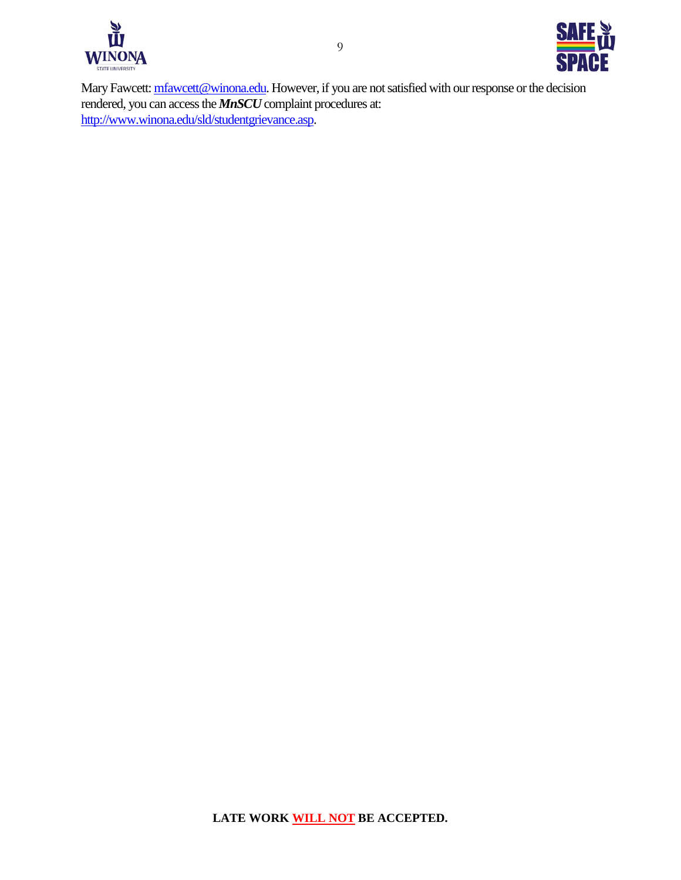Mary Fawcett: [mfawcett@winona.edu](mailto:mfawcett@winona.edu). However, if you are not satisfied with our response or the decision rendered, you can access the ***MnSCU*** complaint procedures at: [http://www.winona.edu/sld/studentgrievance.asp](http://www.winona.edu/sld/studentgrievance.asp).

**LATE WORK WILL NOT BE ACCEPTED.**